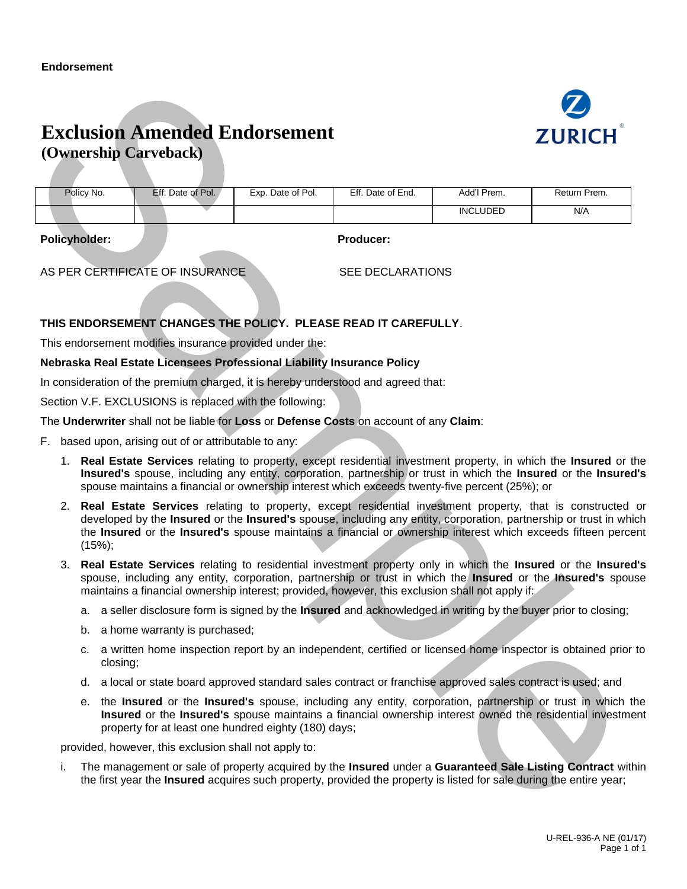**Endorsement**

# Exclusion Amended Endorsement
## (Ownership Carveback)

ZURICH

| Policy No. | Eff. Date of Pol. | Exp. Date of Pol. | Eff. Date of End. | Add'l Prem. | Return Prem. |
|---|---|---|---|---|---|
| | | | | INCLUDED | N/A |

**Policyholder:** AS PER CERTIFICATE OF INSURANCE

**Producer:** SEE DECLARATIONS

**THIS ENDORSEMENT CHANGES THE POLICY. PLEASE READ IT CAREFULLY**.

This endorsement modifies insurance provided under the:

**Nebraska Real Estate Licensees Professional Liability Insurance Policy**

In consideration of the premium charged, it is hereby understood and agreed that:

Section V.F. EXCLUSIONS is replaced with the following:

The **Underwriter** shall not be liable for **Loss** or **Defense Costs** on account of any **Claim**:

F. based upon, arising out of or attributable to any:

1. **Real Estate Services** relating to property, except residential investment property, in which the **Insured** or the **Insured's** spouse, including any entity, corporation, partnership or trust in which the **Insured** or the **Insured's** spouse maintains a financial or ownership interest which exceeds twenty-five percent (25%); or
2. **Real Estate Services** relating to property, except residential investment property, that is constructed or developed by the **Insured** or the **Insured's** spouse, including any entity, corporation, partnership or trust in which the **Insured** or the **Insured's** spouse maintains a financial or ownership interest which exceeds fifteen percent (15%);
3. **Real Estate Services** relating to residential investment property only in which the **Insured** or the **Insured's** spouse, including any entity, corporation, partnership or trust in which the **Insured** or the **Insured's** spouse maintains a financial ownership interest; provided, however, this exclusion shall not apply if:
   a. a seller disclosure form is signed by the **Insured** and acknowledged in writing by the buyer prior to closing;
   b. a home warranty is purchased;
   c. a written home inspection report by an independent, certified or licensed home inspector is obtained prior to closing;
   d. a local or state board approved standard sales contract or franchise approved sales contract is used; and
   e. the **Insured** or the **Insured's** spouse, including any entity, corporation, partnership or trust in which the **Insured** or the **Insured's** spouse maintains a financial ownership interest owned the residential investment property for at least one hundred eighty (180) days;

provided, however, this exclusion shall not apply to:

i. The management or sale of property acquired by the **Insured** under a **Guaranteed Sale Listing Contract** within the first year the **Insured** acquires such property, provided the property is listed for sale during the entire year;

U-REL-936-A NE (01/17)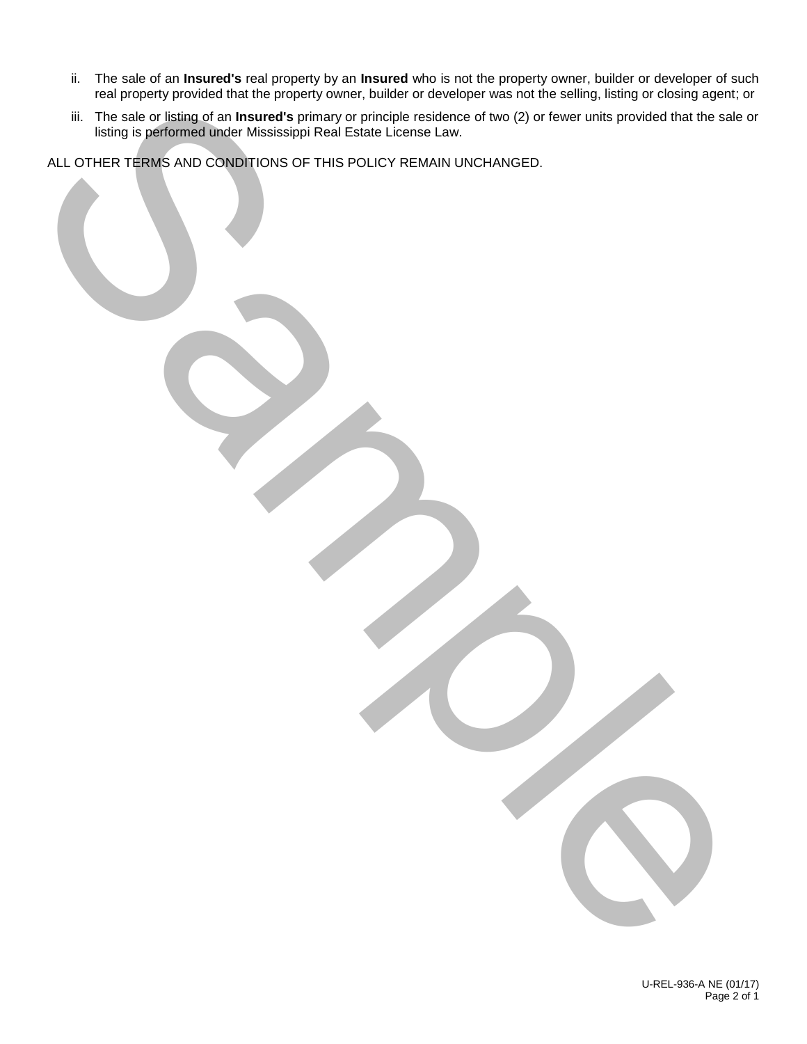ii. The sale of an **Insured's** real property by an **Insured** who is not the property owner, builder or developer of such real property provided that the property owner, builder or developer was not the selling, listing or closing agent; or

iii. The sale or listing of an **Insured's** primary or principle residence of two (2) or fewer units provided that the sale or listing is performed under Mississippi Real Estate License Law.

ALL OTHER TERMS AND CONDITIONS OF THIS POLICY REMAIN UNCHANGED.

U-REL-936-A NE (01/17)